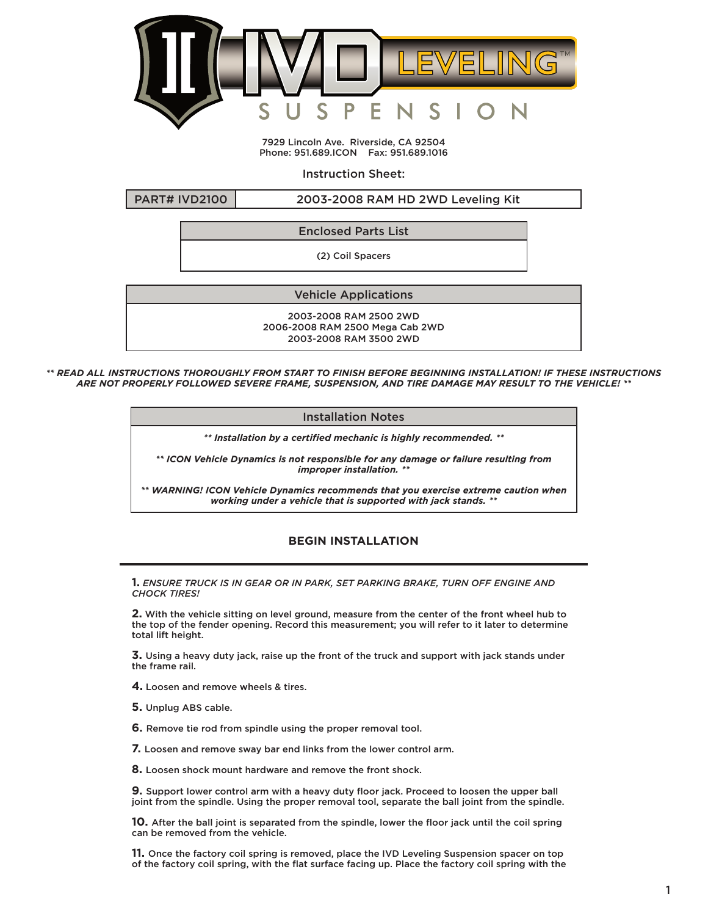# IVD LEVELING™ SUSPENSION

7929 Lincoln Ave. Riverside, CA 92504
Phone: 951.689.ICON Fax: 951.689.1016

Instruction Sheet:

| PART# IVD2100 | 2003-2008 RAM HD 2WD Leveling Kit |
|---|---|

| Enclosed Parts List |
|---|
| (2) Coil Spacers |

| Vehicle Applications |
|---|
| 2003-2008 RAM 2500 2WD<br>2006-2008 RAM 2500 Mega Cab 2WD<br>2003-2008 RAM 3500 2WD |

***** READ ALL INSTRUCTIONS THOROUGHLY FROM START TO FINISH BEFORE BEGINNING INSTALLATION! IF THESE INSTRUCTIONS ARE NOT PROPERLY FOLLOWED SEVERE FRAME, SUSPENSION, AND TIRE DAMAGE MAY RESULT TO THE VEHICLE! *****

| Installation Notes |
|---|
| ***** Installation by a certified mechanic is highly recommended. ***** |
| ***** ICON Vehicle Dynamics is not responsible for any damage or failure resulting from improper installation. ***** |
| ***** WARNING! ICON Vehicle Dynamics recommends that you exercise extreme caution when working under a vehicle that is supported with jack stands. ***** |

## BEGIN INSTALLATION

**1.** *ENSURE TRUCK IS IN GEAR OR IN PARK, SET PARKING BRAKE, TURN OFF ENGINE AND CHOCK TIRES!*

**2.** With the vehicle sitting on level ground, measure from the center of the front wheel hub to the top of the fender opening. Record this measurement; you will refer to it later to determine total lift height.

**3.** Using a heavy duty jack, raise up the front of the truck and support with jack stands under the frame rail.

**4.** Loosen and remove wheels & tires.

**5.** Unplug ABS cable.

**6.** Remove tie rod from spindle using the proper removal tool.

**7.** Loosen and remove sway bar end links from the lower control arm.

**8.** Loosen shock mount hardware and remove the front shock.

**9.** Support lower control arm with a heavy duty floor jack. Proceed to loosen the upper ball joint from the spindle. Using the proper removal tool, separate the ball joint from the spindle.

**10.** After the ball joint is separated from the spindle, lower the floor jack until the coil spring can be removed from the vehicle.

**11.** Once the factory coil spring is removed, place the IVD Leveling Suspension spacer on top of the factory coil spring, with the flat surface facing up. Place the factory coil spring with the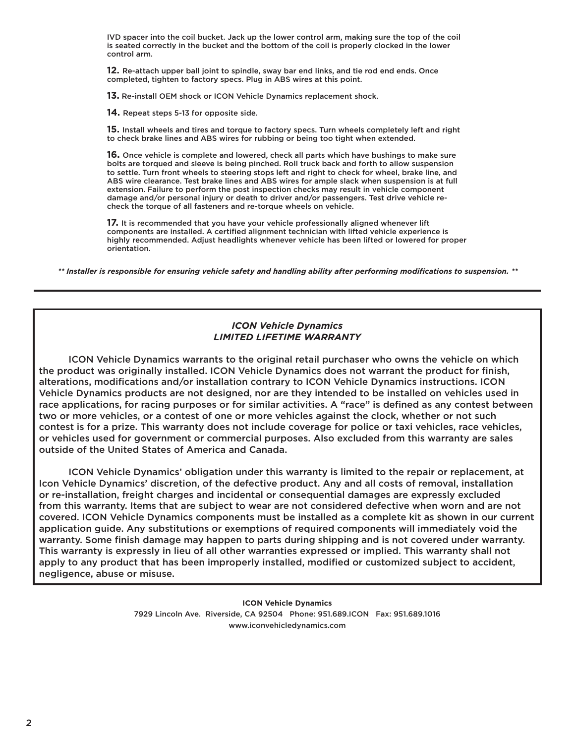IVD spacer into the coil bucket. Jack up the lower control arm, making sure the top of the coil is seated correctly in the bucket and the bottom of the coil is properly clocked in the lower control arm.

**12.** Re-attach upper ball joint to spindle, sway bar end links, and tie rod end ends. Once completed, tighten to factory specs. Plug in ABS wires at this point.

**13.** Re-install OEM shock or ICON Vehicle Dynamics replacement shock.

**14.** Repeat steps 5-13 for opposite side.

**15.** Install wheels and tires and torque to factory specs. Turn wheels completely left and right to check brake lines and ABS wires for rubbing or being too tight when extended.

**16.** Once vehicle is complete and lowered, check all parts which have bushings to make sure bolts are torqued and sleeve is being pinched. Roll truck back and forth to allow suspension to settle. Turn front wheels to steering stops left and right to check for wheel, brake line, and ABS wire clearance. Test brake lines and ABS wires for ample slack when suspension is at full extension. Failure to perform the post inspection checks may result in vehicle component damage and/or personal injury or death to driver and/or passengers. Test drive vehicle re-check the torque of all fasteners and re-torque wheels on vehicle.

**17.** It is recommended that you have your vehicle professionally aligned whenever lift components are installed. A certified alignment technician with lifted vehicle experience is highly recommended. Adjust headlights whenever vehicle has been lifted or lowered for proper orientation.

** ***Installer is responsible for ensuring vehicle safety and handling ability after performing modifications to suspension.*** **

---

***ICON Vehicle Dynamics***
***LIMITED LIFETIME WARRANTY***

ICON Vehicle Dynamics warrants to the original retail purchaser who owns the vehicle on which the product was originally installed. ICON Vehicle Dynamics does not warrant the product for finish, alterations, modifications and/or installation contrary to ICON Vehicle Dynamics instructions. ICON Vehicle Dynamics products are not designed, nor are they intended to be installed on vehicles used in race applications, for racing purposes or for similar activities. A "race" is defined as any contest between two or more vehicles, or a contest of one or more vehicles against the clock, whether or not such contest is for a prize. This warranty does not include coverage for police or taxi vehicles, race vehicles, or vehicles used for government or commercial purposes. Also excluded from this warranty are sales outside of the United States of America and Canada.

ICON Vehicle Dynamics' obligation under this warranty is limited to the repair or replacement, at Icon Vehicle Dynamics' discretion, of the defective product. Any and all costs of removal, installation or re-installation, freight charges and incidental or consequential damages are expressly excluded from this warranty. Items that are subject to wear are not considered defective when worn and are not covered. ICON Vehicle Dynamics components must be installed as a complete kit as shown in our current application guide. Any substitutions or exemptions of required components will immediately void the warranty. Some finish damage may happen to parts during shipping and is not covered under warranty. This warranty is expressly in lieu of all other warranties expressed or implied. This warranty shall not apply to any product that has been improperly installed, modified or customized subject to accident, negligence, abuse or misuse.

**ICON Vehicle Dynamics**
7929 Lincoln Ave. Riverside, CA 92504 Phone: 951.689.ICON Fax: 951.689.1016
www.iconvehicledynamics.com